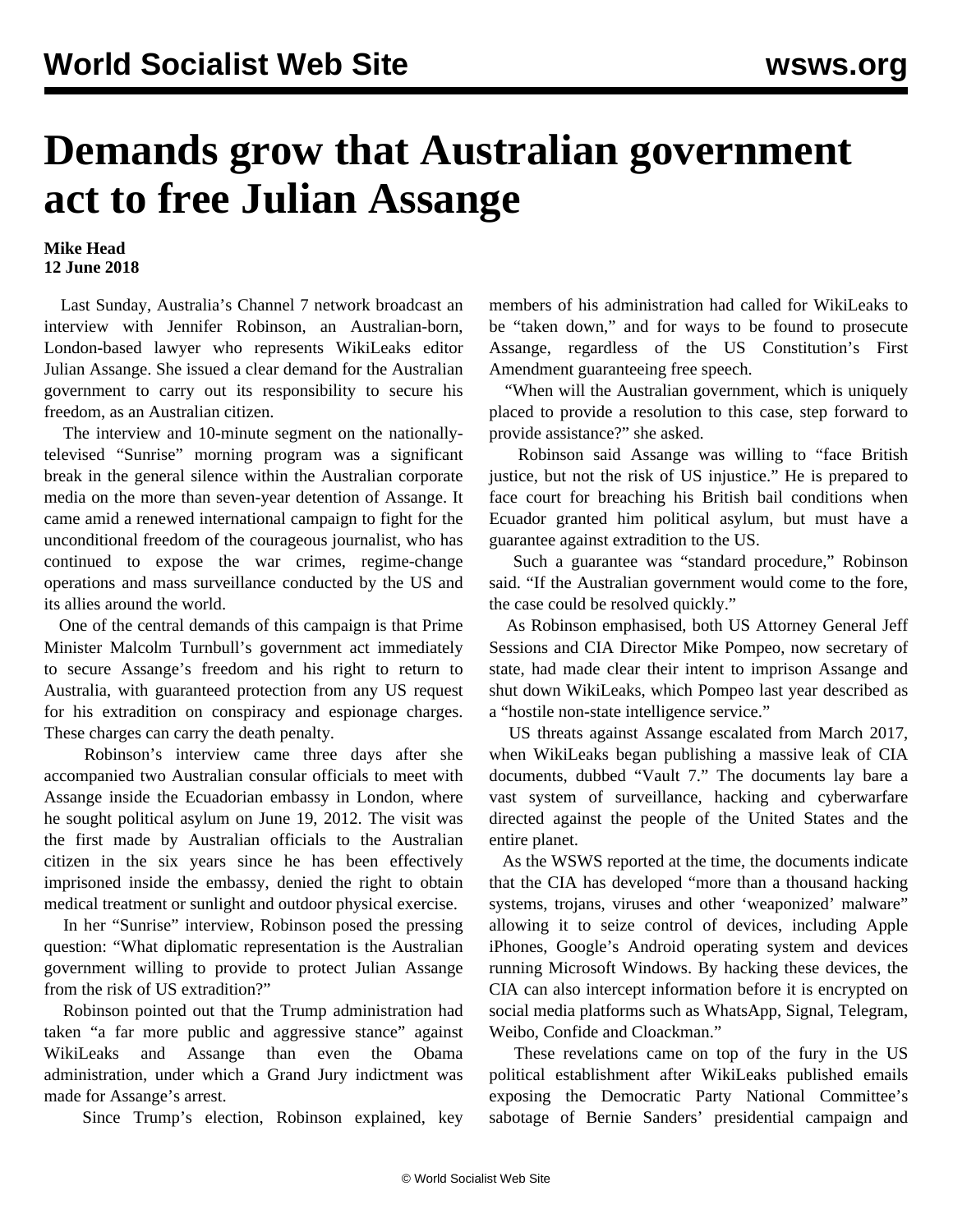# Demands grow that Australian government act to free Julian Assange

**Mike Head**
**12 June 2018**

Last Sunday, Australia's Channel 7 network broadcast an interview with Jennifer Robinson, an Australian-born, London-based lawyer who represents WikiLeaks editor Julian Assange. She issued a clear demand for the Australian government to carry out its responsibility to secure his freedom, as an Australian citizen.

The interview and 10-minute segment on the nationally-televised "Sunrise" morning program was a significant break in the general silence within the Australian corporate media on the more than seven-year detention of Assange. It came amid a renewed international campaign to fight for the unconditional freedom of the courageous journalist, who has continued to expose the war crimes, regime-change operations and mass surveillance conducted by the US and its allies around the world.

One of the central demands of this campaign is that Prime Minister Malcolm Turnbull's government act immediately to secure Assange's freedom and his right to return to Australia, with guaranteed protection from any US request for his extradition on conspiracy and espionage charges. These charges can carry the death penalty.

Robinson's interview came three days after she accompanied two Australian consular officials to meet with Assange inside the Ecuadorian embassy in London, where he sought political asylum on June 19, 2012. The visit was the first made by Australian officials to the Australian citizen in the six years since he has been effectively imprisoned inside the embassy, denied the right to obtain medical treatment or sunlight and outdoor physical exercise.

In her "Sunrise" interview, Robinson posed the pressing question: "What diplomatic representation is the Australian government willing to provide to protect Julian Assange from the risk of US extradition?"

Robinson pointed out that the Trump administration had taken "a far more public and aggressive stance" against WikiLeaks and Assange than even the Obama administration, under which a Grand Jury indictment was made for Assange's arrest.

Since Trump's election, Robinson explained, key members of his administration had called for WikiLeaks to be "taken down," and for ways to be found to prosecute Assange, regardless of the US Constitution's First Amendment guaranteeing free speech.

"When will the Australian government, which is uniquely placed to provide a resolution to this case, step forward to provide assistance?" she asked.

Robinson said Assange was willing to "face British justice, but not the risk of US injustice." He is prepared to face court for breaching his British bail conditions when Ecuador granted him political asylum, but must have a guarantee against extradition to the US.

Such a guarantee was "standard procedure," Robinson said. "If the Australian government would come to the fore, the case could be resolved quickly."

As Robinson emphasised, both US Attorney General Jeff Sessions and CIA Director Mike Pompeo, now secretary of state, had made clear their intent to imprison Assange and shut down WikiLeaks, which Pompeo last year described as a "hostile non-state intelligence service."

US threats against Assange escalated from March 2017, when WikiLeaks began publishing a massive leak of CIA documents, dubbed "Vault 7." The documents lay bare a vast system of surveillance, hacking and cyberwarfare directed against the people of the United States and the entire planet.

As the WSWS reported at the time, the documents indicate that the CIA has developed "more than a thousand hacking systems, trojans, viruses and other 'weaponized' malware" allowing it to seize control of devices, including Apple iPhones, Google's Android operating system and devices running Microsoft Windows. By hacking these devices, the CIA can also intercept information before it is encrypted on social media platforms such as WhatsApp, Signal, Telegram, Weibo, Confide and Cloackman."

These revelations came on top of the fury in the US political establishment after WikiLeaks published emails exposing the Democratic Party National Committee's sabotage of Bernie Sanders' presidential campaign and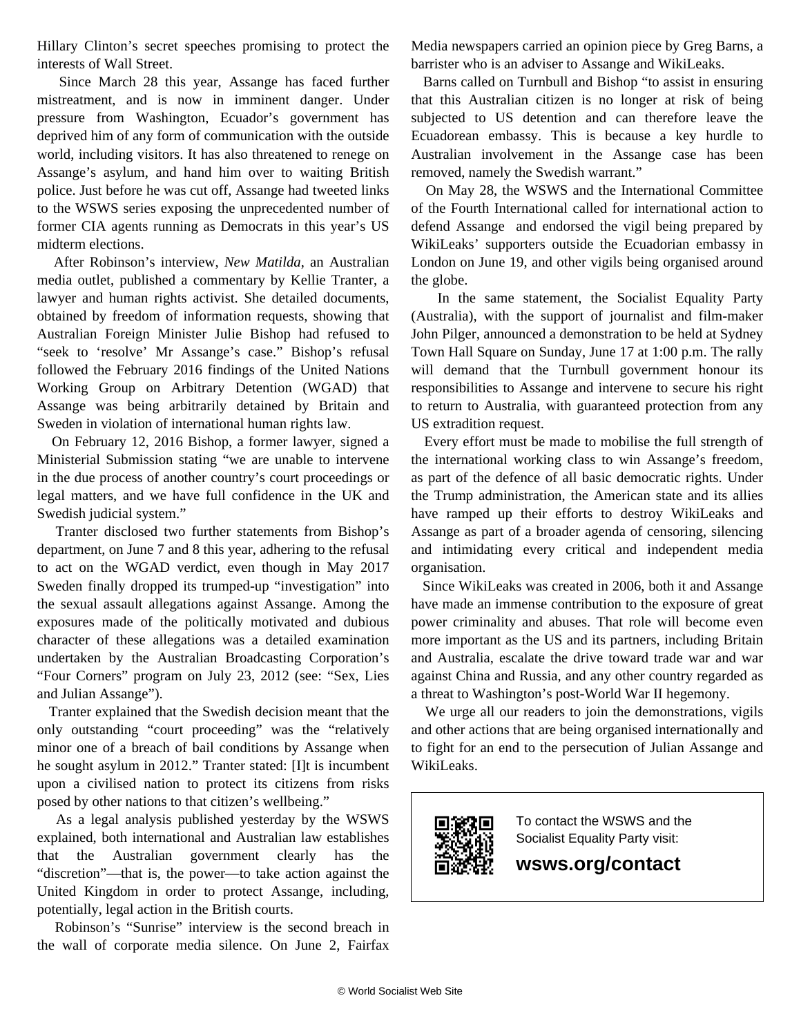Hillary Clinton's secret speeches promising to protect the interests of Wall Street.

Since March 28 this year, Assange has faced further mistreatment, and is now in imminent danger. Under pressure from Washington, Ecuador's government has deprived him of any form of communication with the outside world, including visitors. It has also threatened to renege on Assange's asylum, and hand him over to waiting British police. Just before he was cut off, Assange had tweeted links to the WSWS series exposing the unprecedented number of former CIA agents running as Democrats in this year's US midterm elections.

After Robinson's interview, *New Matilda*, an Australian media outlet, published a commentary by Kellie Tranter, a lawyer and human rights activist. She detailed documents, obtained by freedom of information requests, showing that Australian Foreign Minister Julie Bishop had refused to "seek to 'resolve' Mr Assange's case." Bishop's refusal followed the February 2016 findings of the United Nations Working Group on Arbitrary Detention (WGAD) that Assange was being arbitrarily detained by Britain and Sweden in violation of international human rights law.

On February 12, 2016 Bishop, a former lawyer, signed a Ministerial Submission stating "we are unable to intervene in the due process of another country's court proceedings or legal matters, and we have full confidence in the UK and Swedish judicial system."

Tranter disclosed two further statements from Bishop's department, on June 7 and 8 this year, adhering to the refusal to act on the WGAD verdict, even though in May 2017 Sweden finally dropped its trumped-up "investigation" into the sexual assault allegations against Assange. Among the exposures made of the politically motivated and dubious character of these allegations was a detailed examination undertaken by the Australian Broadcasting Corporation's "Four Corners" program on July 23, 2012 (see: "Sex, Lies and Julian Assange").

Tranter explained that the Swedish decision meant that the only outstanding "court proceeding" was the "relatively minor one of a breach of bail conditions by Assange when he sought asylum in 2012." Tranter stated: [I]t is incumbent upon a civilised nation to protect its citizens from risks posed by other nations to that citizen's wellbeing."

As a legal analysis published yesterday by the WSWS explained, both international and Australian law establishes that the Australian government clearly has the "discretion"—that is, the power—to take action against the United Kingdom in order to protect Assange, including, potentially, legal action in the British courts.

Robinson's "Sunrise" interview is the second breach in the wall of corporate media silence. On June 2, Fairfax Media newspapers carried an opinion piece by Greg Barns, a barrister who is an adviser to Assange and WikiLeaks.

Barns called on Turnbull and Bishop "to assist in ensuring that this Australian citizen is no longer at risk of being subjected to US detention and can therefore leave the Ecuadorean embassy. This is because a key hurdle to Australian involvement in the Assange case has been removed, namely the Swedish warrant."

On May 28, the WSWS and the International Committee of the Fourth International called for international action to defend Assange and endorsed the vigil being prepared by WikiLeaks' supporters outside the Ecuadorian embassy in London on June 19, and other vigils being organised around the globe.

In the same statement, the Socialist Equality Party (Australia), with the support of journalist and film-maker John Pilger, announced a demonstration to be held at Sydney Town Hall Square on Sunday, June 17 at 1:00 p.m. The rally will demand that the Turnbull government honour its responsibilities to Assange and intervene to secure his right to return to Australia, with guaranteed protection from any US extradition request.

Every effort must be made to mobilise the full strength of the international working class to win Assange's freedom, as part of the defence of all basic democratic rights. Under the Trump administration, the American state and its allies have ramped up their efforts to destroy WikiLeaks and Assange as part of a broader agenda of censoring, silencing and intimidating every critical and independent media organisation.

Since WikiLeaks was created in 2006, both it and Assange have made an immense contribution to the exposure of great power criminality and abuses. That role will become even more important as the US and its partners, including Britain and Australia, escalate the drive toward trade war and war against China and Russia, and any other country regarded as a threat to Washington's post-World War II hegemony.

We urge all our readers to join the demonstrations, vigils and other actions that are being organised internationally and to fight for an end to the persecution of Julian Assange and WikiLeaks.

To contact the WSWS and the Socialist Equality Party visit:

**wsws.org/contact**